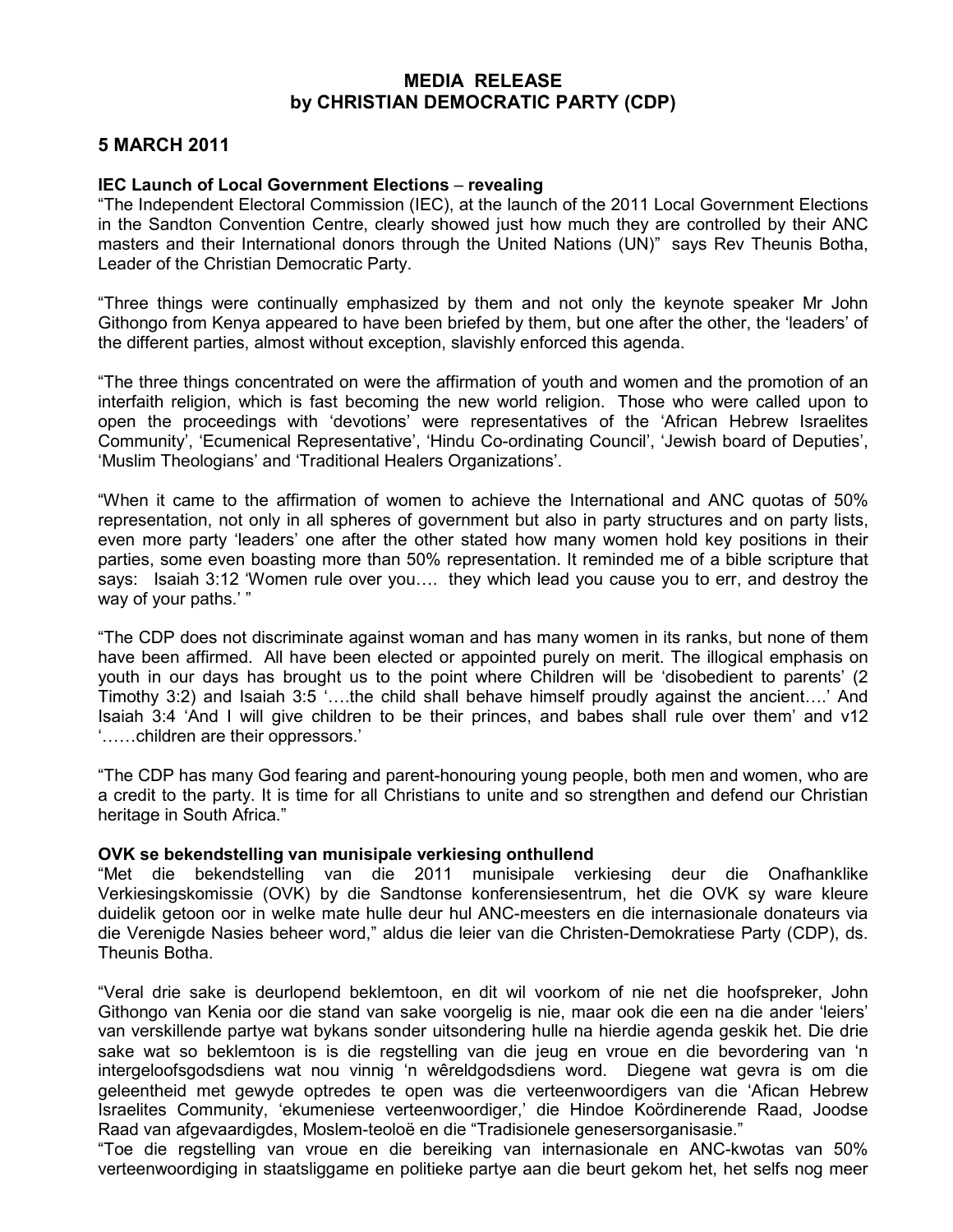**MEDIA RELEASE**
**by CHRISTIAN DEMOCRATIC PARTY (CDP)**

**5 MARCH 2011**

**IEC Launch of Local Government Elections – revealing**

"The Independent Electoral Commission (IEC), at the launch of the 2011 Local Government Elections in the Sandton Convention Centre, clearly showed just how much they are controlled by their ANC masters and their International donors through the United Nations (UN)" says Rev Theunis Botha, Leader of the Christian Democratic Party.

"Three things were continually emphasized by them and not only the keynote speaker Mr John Githongo from Kenya appeared to have been briefed by them, but one after the other, the 'leaders' of the different parties, almost without exception, slavishly enforced this agenda.

"The three things concentrated on were the affirmation of youth and women and the promotion of an interfaith religion, which is fast becoming the new world religion. Those who were called upon to open the proceedings with 'devotions' were representatives of the 'African Hebrew Israelites Community', 'Ecumenical Representative', 'Hindu Co-ordinating Council', 'Jewish board of Deputies', 'Muslim Theologians' and 'Traditional Healers Organizations'.

"When it came to the affirmation of women to achieve the International and ANC quotas of 50% representation, not only in all spheres of government but also in party structures and on party lists, even more party 'leaders' one after the other stated how many women hold key positions in their parties, some even boasting more than 50% representation. It reminded me of a bible scripture that says: Isaiah 3:12 'Women rule over you…. they which lead you cause you to err, and destroy the way of your paths.' "

"The CDP does not discriminate against woman and has many women in its ranks, but none of them have been affirmed. All have been elected or appointed purely on merit. The illogical emphasis on youth in our days has brought us to the point where Children will be 'disobedient to parents' (2 Timothy 3:2) and Isaiah 3:5 '….the child shall behave himself proudly against the ancient….' And Isaiah 3:4 'And I will give children to be their princes, and babes shall rule over them' and v12 '……children are their oppressors.'

"The CDP has many God fearing and parent-honouring young people, both men and women, who are a credit to the party. It is time for all Christians to unite and so strengthen and defend our Christian heritage in South Africa."

**OVK se bekendstelling van munisipale verkiesing onthullend**

"Met die bekendstelling van die 2011 munisipale verkiesing deur die Onafhanklike Verkiesingskomissie (OVK) by die Sandtonse konferensiesentrum, het die OVK sy ware kleure duidelik getoon oor in welke mate hulle deur hul ANC-meesters en die internasionale donateurs via die Verenigde Nasies beheer word," aldus die leier van die Christen-Demokratiese Party (CDP), ds. Theunis Botha.

"Veral drie sake is deurlopend beklemtoon, en dit wil voorkom of nie net die hoofspreker, John Githongo van Kenia oor die stand van sake voorgelig is nie, maar ook die een na die ander 'leiers' van verskillende partye wat bykans sonder uitsondering hulle na hierdie agenda geskik het. Die drie sake wat so beklemtoon is is die regstelling van die jeug en vroue en die bevordering van 'n intergeloofsgodsdiens wat nou vinnig 'n wêreldgodsdiens word. Diegene wat gevra is om die geleentheid met gewyde optredes te open was die verteenwoordigers van die 'Afican Hebrew Israelites Community, 'ekumeniese verteenwoordiger,' die Hindoe Koördinerende Raad, Joodse Raad van afgevaardigdes, Moslem-teoloë en die "Tradisionele genesersorganisasie."

"Toe die regstelling van vroue en die bereiking van internasionale en ANC-kwotas van 50% verteenwoordiging in staatsliggame en politieke partye aan die beurt gekom het, het selfs nog meer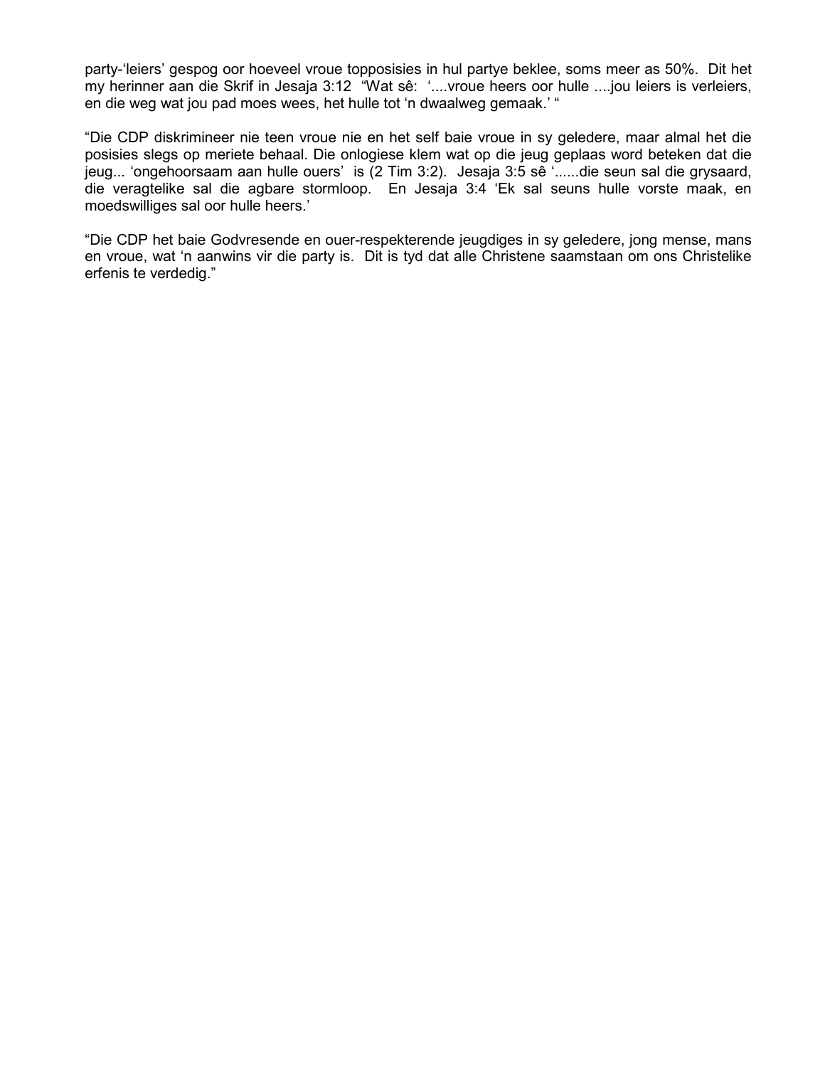party-'leiers' gespog oor hoeveel vroue topposisies in hul partye beklee, soms meer as 50%. Dit het my herinner aan die Skrif in Jesaja 3:12 "Wat sê: '....vroue heers oor hulle ....jou leiers is verleiers, en die weg wat jou pad moes wees, het hulle tot 'n dwaalweg gemaak.' "

"Die CDP diskrimineer nie teen vroue nie en het self baie vroue in sy geledere, maar almal het die posisies slegs op meriete behaal. Die onlogiese klem wat op die jeug geplaas word beteken dat die jeug... 'ongehoorsaam aan hulle ouers' is (2 Tim 3:2). Jesaja 3:5 sê '......die seun sal die grysaard, die veragtelike sal die agbare stormloop. En Jesaja 3:4 'Ek sal seuns hulle vorste maak, en moedswilliges sal oor hulle heers.'

"Die CDP het baie Godvresende en ouer-respekterende jeugdiges in sy geledere, jong mense, mans en vroue, wat 'n aanwins vir die party is. Dit is tyd dat alle Christene saamstaan om ons Christelike erfenis te verdedig."